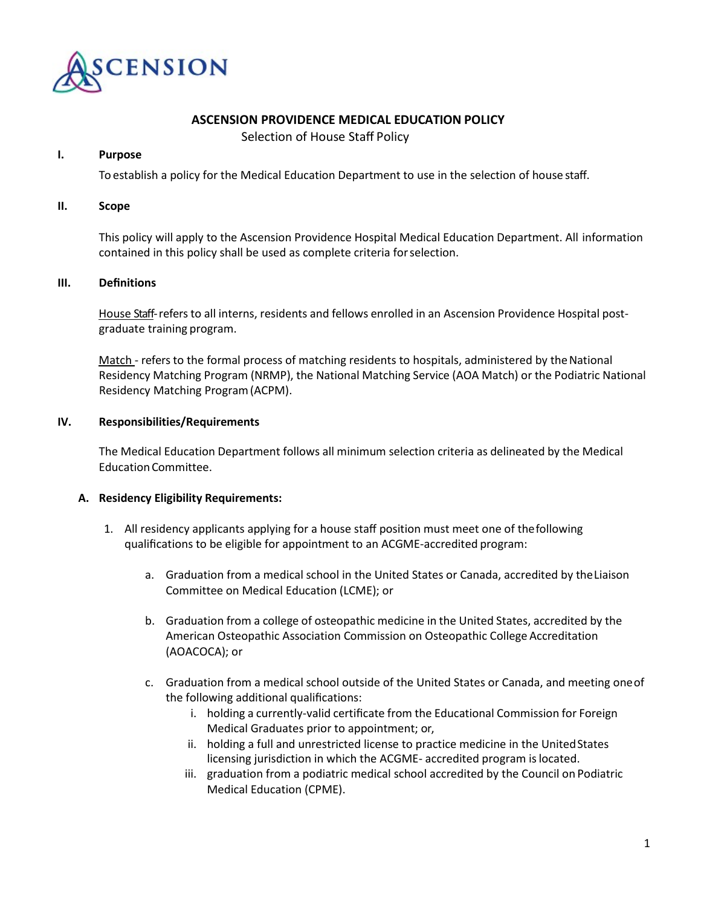# ASCENSION PROVIDENCE MEDICAL EDUCATION POLICY

Selection of House Staff Policy

## I. Purpose

To establish a policy for the Medical Education Department to use in the selection of house staff.

## II. Scope

This policy will apply to the Ascension Providence Hospital Medical Education Department. All information contained in this policy shall be used as complete criteria for selection.

## III. Definitions

House Staff- refers to all interns, residents and fellows enrolled in an Ascension Providence Hospital post-graduate training program.

Match - refers to the formal process of matching residents to hospitals, administered by the National Residency Matching Program (NRMP), the National Matching Service (AOA Match) or the Podiatric National Residency Matching Program (ACPM).

## IV. Responsibilities/Requirements

The Medical Education Department follows all minimum selection criteria as delineated by the Medical Education Committee.

### A. Residency Eligibility Requirements:

1. All residency applicants applying for a house staff position must meet one of the following qualifications to be eligible for appointment to an ACGME-accredited program:

   a. Graduation from a medical school in the United States or Canada, accredited by the Liaison Committee on Medical Education (LCME); or

   b. Graduation from a college of osteopathic medicine in the United States, accredited by the American Osteopathic Association Commission on Osteopathic College Accreditation (AOACOCA); or

   c. Graduation from a medical school outside of the United States or Canada, and meeting one of the following additional qualifications:

      i. holding a currently-valid certificate from the Educational Commission for Foreign Medical Graduates prior to appointment; or,

      ii. holding a full and unrestricted license to practice medicine in the United States licensing jurisdiction in which the ACGME- accredited program is located.

      iii. graduation from a podiatric medical school accredited by the Council on Podiatric Medical Education (CPME).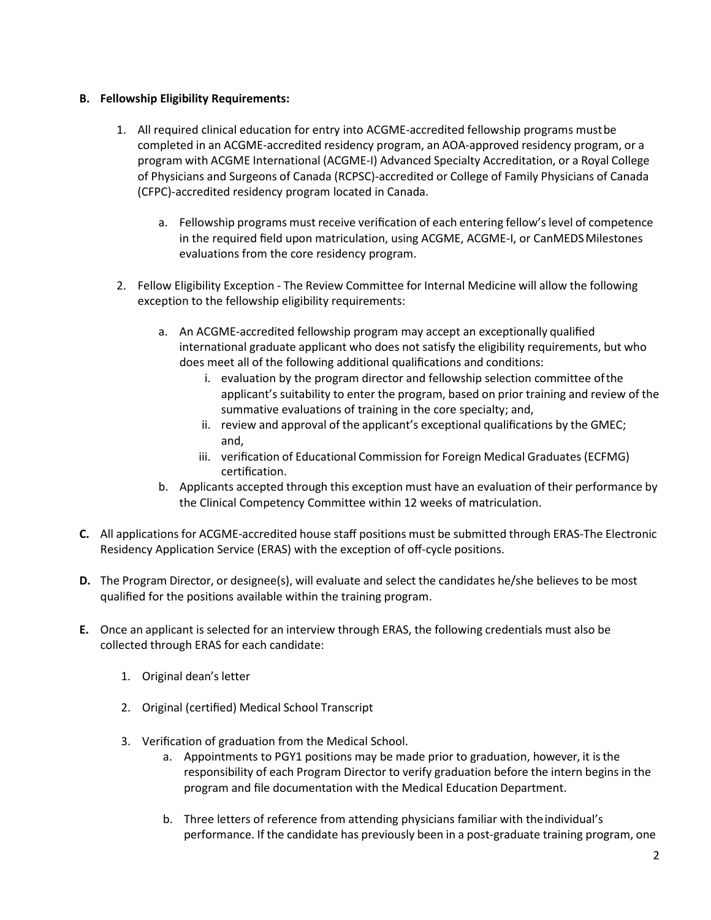**B. Fellowship Eligibility Requirements:**

1. All required clinical education for entry into ACGME-accredited fellowship programs must be completed in an ACGME-accredited residency program, an AOA-approved residency program, or a program with ACGME International (ACGME-I) Advanced Specialty Accreditation, or a Royal College of Physicians and Surgeons of Canada (RCPSC)-accredited or College of Family Physicians of Canada (CFPC)-accredited residency program located in Canada.

    a. Fellowship programs must receive verification of each entering fellow's level of competence in the required field upon matriculation, using ACGME, ACGME-I, or CanMEDS Milestones evaluations from the core residency program.

2. Fellow Eligibility Exception - The Review Committee for Internal Medicine will allow the following exception to the fellowship eligibility requirements:

    a. An ACGME-accredited fellowship program may accept an exceptionally qualified international graduate applicant who does not satisfy the eligibility requirements, but who does meet all of the following additional qualifications and conditions:
        i. evaluation by the program director and fellowship selection committee of the applicant's suitability to enter the program, based on prior training and review of the summative evaluations of training in the core specialty; and,
        ii. review and approval of the applicant's exceptional qualifications by the GMEC; and,
        iii. verification of Educational Commission for Foreign Medical Graduates (ECFMG) certification.
    b. Applicants accepted through this exception must have an evaluation of their performance by the Clinical Competency Committee within 12 weeks of matriculation.

**C.** All applications for ACGME-accredited house staff positions must be submitted through ERAS-The Electronic Residency Application Service (ERAS) with the exception of off-cycle positions.

**D.** The Program Director, or designee(s), will evaluate and select the candidates he/she believes to be most qualified for the positions available within the training program.

**E.** Once an applicant is selected for an interview through ERAS, the following credentials must also be collected through ERAS for each candidate:

1. Original dean's letter

2. Original (certified) Medical School Transcript

3. Verification of graduation from the Medical School.
    a. Appointments to PGY1 positions may be made prior to graduation, however, it is the responsibility of each Program Director to verify graduation before the intern begins in the program and file documentation with the Medical Education Department.

    b. Three letters of reference from attending physicians familiar with the individual's performance. If the candidate has previously been in a post-graduate training program, one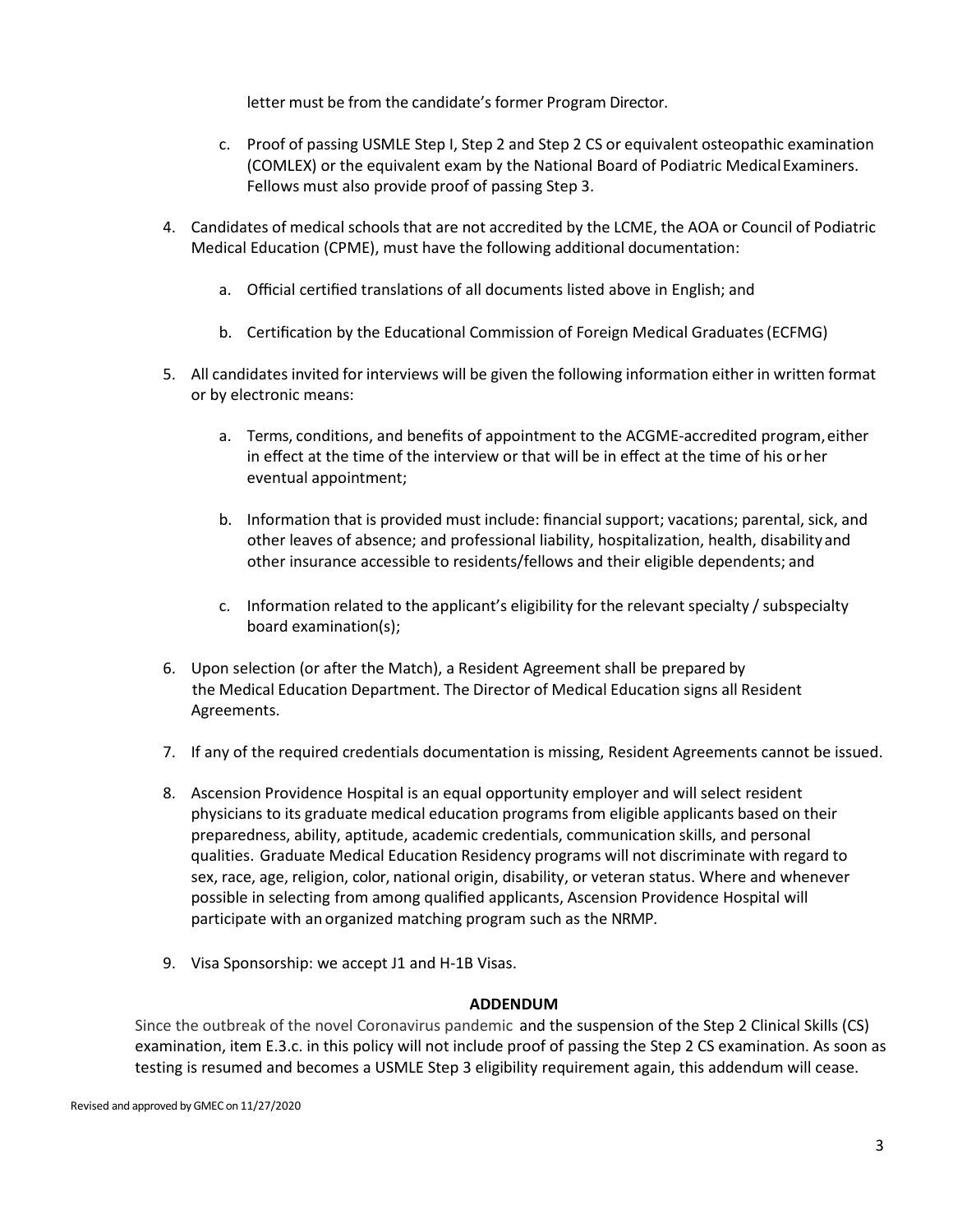letter must be from the candidate's former Program Director.

  c. Proof of passing USMLE Step I, Step 2 and Step 2 CS or equivalent osteopathic examination (COMLEX) or the equivalent exam by the National Board of Podiatric Medical Examiners. Fellows must also provide proof of passing Step 3.

4. Candidates of medical schools that are not accredited by the LCME, the AOA or Council of Podiatric Medical Education (CPME), must have the following additional documentation:

   a. Official certified translations of all documents listed above in English; and

   b. Certification by the Educational Commission of Foreign Medical Graduates (ECFMG)

5. All candidates invited for interviews will be given the following information either in written format or by electronic means:

   a. Terms, conditions, and benefits of appointment to the ACGME-accredited program, either in effect at the time of the interview or that will be in effect at the time of his or her eventual appointment;

   b. Information that is provided must include: financial support; vacations; parental, sick, and other leaves of absence; and professional liability, hospitalization, health, disability and other insurance accessible to residents/fellows and their eligible dependents; and

   c. Information related to the applicant's eligibility for the relevant specialty / subspecialty board examination(s);

6. Upon selection (or after the Match), a Resident Agreement shall be prepared by the Medical Education Department. The Director of Medical Education signs all Resident Agreements.

7. If any of the required credentials documentation is missing, Resident Agreements cannot be issued.

8. Ascension Providence Hospital is an equal opportunity employer and will select resident physicians to its graduate medical education programs from eligible applicants based on their preparedness, ability, aptitude, academic credentials, communication skills, and personal qualities. Graduate Medical Education Residency programs will not discriminate with regard to sex, race, age, religion, color, national origin, disability, or veteran status. Where and whenever possible in selecting from among qualified applicants, Ascension Providence Hospital will participate with an organized matching program such as the NRMP.

9. Visa Sponsorship: we accept J1 and H-1B Visas.

**ADDENDUM**

Since the outbreak of the novel Coronavirus pandemic and the suspension of the Step 2 Clinical Skills (CS) examination, item E.3.c. in this policy will not include proof of passing the Step 2 CS examination. As soon as testing is resumed and becomes a USMLE Step 3 eligibility requirement again, this addendum will cease.

Revised and approved by GMEC on 11/27/2020